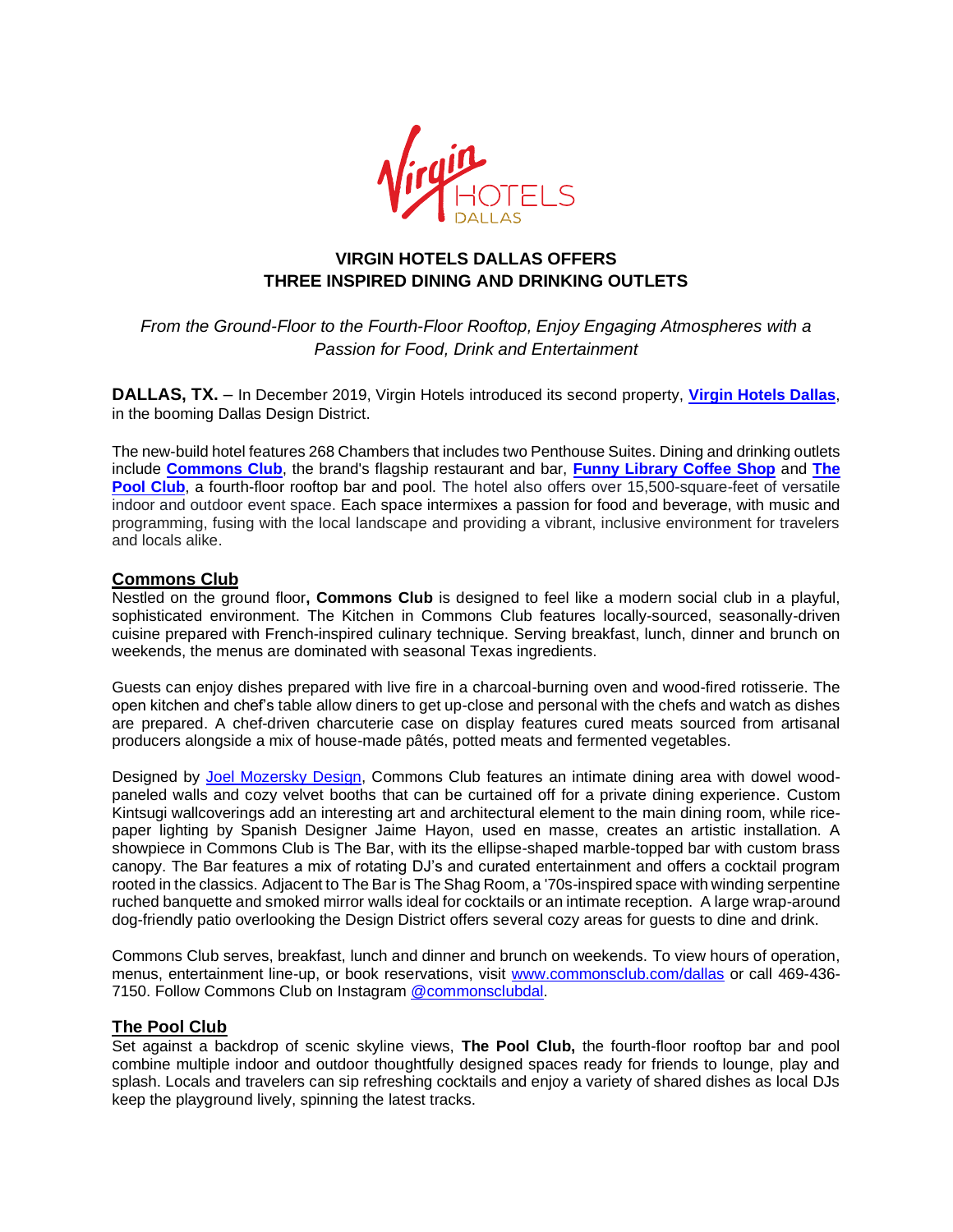# VIRGIN HOTELS DALLAS OFFERS THREE INSPIRED DINING AND DRINKING OUTLETS

*From the Ground-Floor to the Fourth-Floor Rooftop, Enjoy Engaging Atmospheres with a Passion for Food, Drink and Entertainment*

**DALLAS, TX.** – In December 2019, Virgin Hotels introduced its second property, **Virgin Hotels Dallas**, in the booming Dallas Design District.

The new-build hotel features 268 Chambers that includes two Penthouse Suites. Dining and drinking outlets include **Commons Club**, the brand's flagship restaurant and bar, **Funny Library Coffee Shop** and **The Pool Club**, a fourth-floor rooftop bar and pool. The hotel also offers over 15,500-square-feet of versatile indoor and outdoor event space. Each space intermixes a passion for food and beverage, with music and programming, fusing with the local landscape and providing a vibrant, inclusive environment for travelers and locals alike.

## Commons Club

Nestled on the ground floor**, Commons Club** is designed to feel like a modern social club in a playful, sophisticated environment. The Kitchen in Commons Club features locally-sourced, seasonally-driven cuisine prepared with French-inspired culinary technique. Serving breakfast, lunch, dinner and brunch on weekends, the menus are dominated with seasonal Texas ingredients.

Guests can enjoy dishes prepared with live fire in a charcoal-burning oven and wood-fired rotisserie. The open kitchen and chef's table allow diners to get up-close and personal with the chefs and watch as dishes are prepared. A chef-driven charcuterie case on display features cured meats sourced from artisanal producers alongside a mix of house-made pâtés, potted meats and fermented vegetables.

Designed by Joel Mozersky Design, Commons Club features an intimate dining area with dowel wood-paneled walls and cozy velvet booths that can be curtained off for a private dining experience. Custom Kintsugi wallcoverings add an interesting art and architectural element to the main dining room, while rice-paper lighting by Spanish Designer Jaime Hayon, used en masse, creates an artistic installation. A showpiece in Commons Club is The Bar, with its the ellipse-shaped marble-topped bar with custom brass canopy. The Bar features a mix of rotating DJ's and curated entertainment and offers a cocktail program rooted in the classics. Adjacent to The Bar is The Shag Room, a '70s-inspired space with winding serpentine ruched banquette and smoked mirror walls ideal for cocktails or an intimate reception. A large wrap-around dog-friendly patio overlooking the Design District offers several cozy areas for guests to dine and drink.

Commons Club serves, breakfast, lunch and dinner and brunch on weekends. To view hours of operation, menus, entertainment line-up, or book reservations, visit www.commonsclub.com/dallas or call 469-436-7150. Follow Commons Club on Instagram @commonsclubdal.

## The Pool Club

Set against a backdrop of scenic skyline views, **The Pool Club,** the fourth-floor rooftop bar and pool combine multiple indoor and outdoor thoughtfully designed spaces ready for friends to lounge, play and splash. Locals and travelers can sip refreshing cocktails and enjoy a variety of shared dishes as local DJs keep the playground lively, spinning the latest tracks.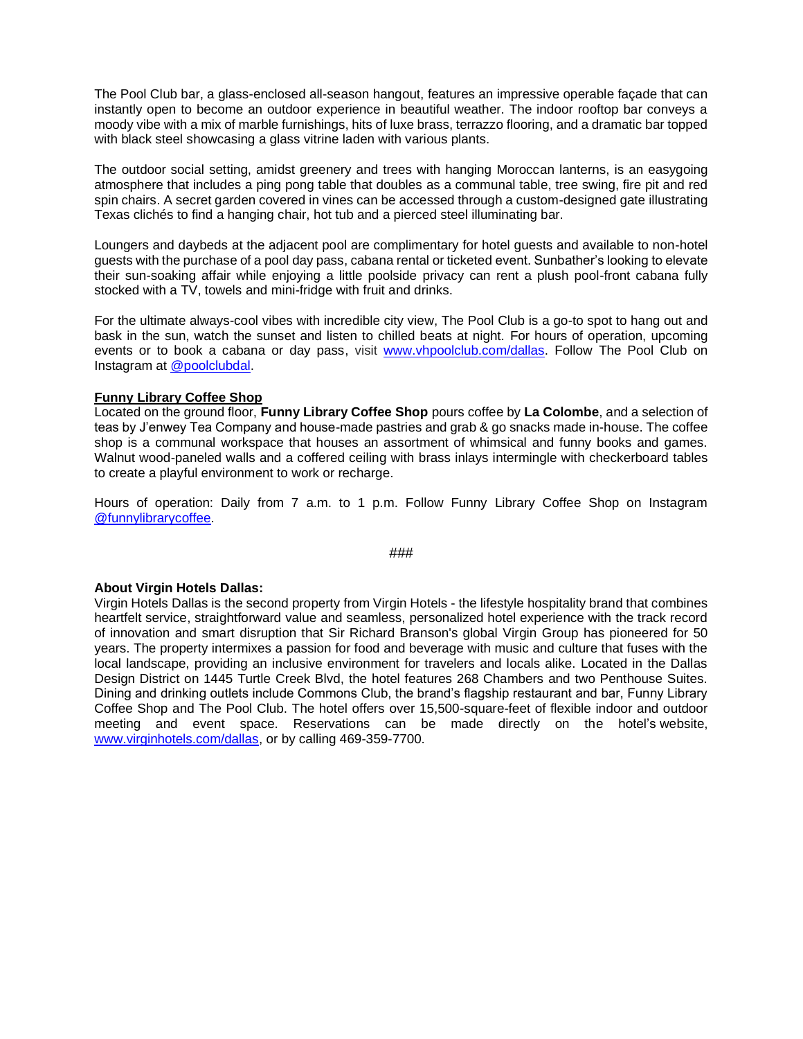The Pool Club bar, a glass-enclosed all-season hangout, features an impressive operable façade that can instantly open to become an outdoor experience in beautiful weather. The indoor rooftop bar conveys a moody vibe with a mix of marble furnishings, hits of luxe brass, terrazzo flooring, and a dramatic bar topped with black steel showcasing a glass vitrine laden with various plants.

The outdoor social setting, amidst greenery and trees with hanging Moroccan lanterns, is an easygoing atmosphere that includes a ping pong table that doubles as a communal table, tree swing, fire pit and red spin chairs. A secret garden covered in vines can be accessed through a custom-designed gate illustrating Texas clichés to find a hanging chair, hot tub and a pierced steel illuminating bar.

Loungers and daybeds at the adjacent pool are complimentary for hotel guests and available to non-hotel guests with the purchase of a pool day pass, cabana rental or ticketed event. Sunbather's looking to elevate their sun-soaking affair while enjoying a little poolside privacy can rent a plush pool-front cabana fully stocked with a TV, towels and mini-fridge with fruit and drinks.

For the ultimate always-cool vibes with incredible city view, The Pool Club is a go-to spot to hang out and bask in the sun, watch the sunset and listen to chilled beats at night. For hours of operation, upcoming events or to book a cabana or day pass, visit www.vhpoolclub.com/dallas. Follow The Pool Club on Instagram at @poolclubdal.

**Funny Library Coffee Shop**

Located on the ground floor, **Funny Library Coffee Shop** pours coffee by **La Colombe**, and a selection of teas by J'enwey Tea Company and house-made pastries and grab & go snacks made in-house. The coffee shop is a communal workspace that houses an assortment of whimsical and funny books and games. Walnut wood-paneled walls and a coffered ceiling with brass inlays intermingle with checkerboard tables to create a playful environment to work or recharge.

Hours of operation: Daily from 7 a.m. to 1 p.m. Follow Funny Library Coffee Shop on Instagram @funnylibrarycoffee.

###

**About Virgin Hotels Dallas:**

Virgin Hotels Dallas is the second property from Virgin Hotels - the lifestyle hospitality brand that combines heartfelt service, straightforward value and seamless, personalized hotel experience with the track record of innovation and smart disruption that Sir Richard Branson's global Virgin Group has pioneered for 50 years. The property intermixes a passion for food and beverage with music and culture that fuses with the local landscape, providing an inclusive environment for travelers and locals alike. Located in the Dallas Design District on 1445 Turtle Creek Blvd, the hotel features 268 Chambers and two Penthouse Suites. Dining and drinking outlets include Commons Club, the brand's flagship restaurant and bar, Funny Library Coffee Shop and The Pool Club. The hotel offers over 15,500-square-feet of flexible indoor and outdoor meeting and event space. Reservations can be made directly on the hotel's website, www.virginhotels.com/dallas, or by calling 469-359-7700.